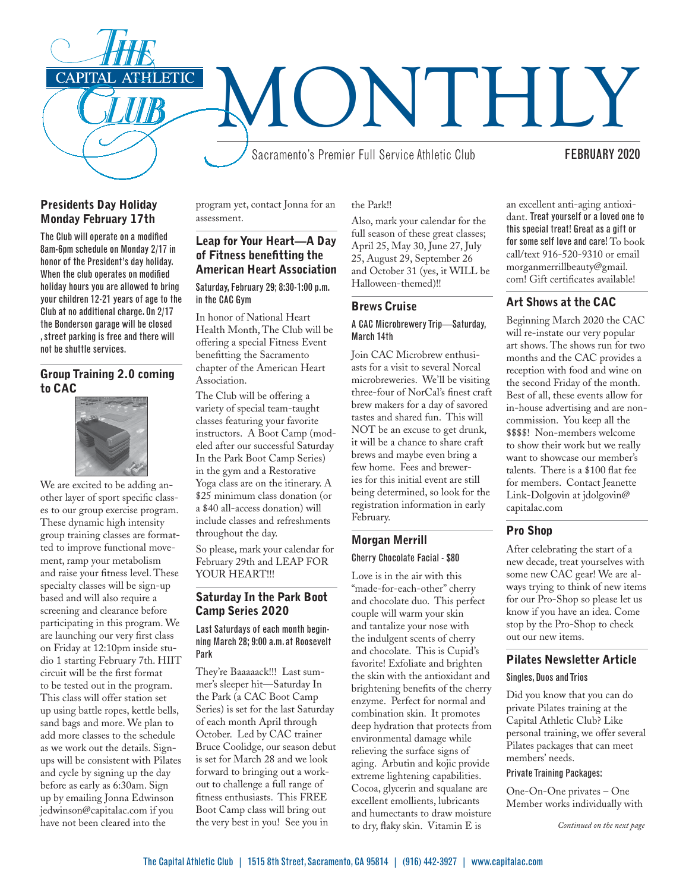# The Capital Athletic Club MONTHLY

Sacramento's Premier Full Service Athletic Club

FEBRUARY 2020

## Presidents Day Holiday Monday February 17th

The Club will operate on a modified 8am-6pm schedule on Monday 2/17 in honor of the President's day holiday. When the club operates on modified holiday hours you are allowed to bring your children 12-21 years of age to the Club at no additional charge. On 2/17 the Bonderson garage will be closed , street parking is free and there will not be shuttle services.

## Group Training 2.0 coming to CAC

We are excited to be adding another layer of sport specific classes to our group exercise program. These dynamic high intensity group training classes are formatted to improve functional movement, ramp your metabolism and raise your fitness level. These specialty classes will be sign-up based and will also require a screening and clearance before participating in this program. We are launching our very first class on Friday at 12:10pm inside studio 1 starting February 7th. HIIT circuit will be the first format to be tested out in the program. This class will offer station set up using battle ropes, kettle bells, sand bags and more. We plan to add more classes to the schedule as we work out the details. Sign-ups will be consistent with Pilates and cycle by signing up the day before as early as 6:30am. Sign up by emailing Jonna Edwinson jedwinson@capitalac.com if you have not been cleared into the program yet, contact Jonna for an assessment.

## Leap for Your Heart—A Day of Fitness benefitting the American Heart Association

Saturday, February 29; 8:30-1:00 p.m. in the CAC Gym

In honor of National Heart Health Month, The Club will be offering a special Fitness Event benefitting the Sacramento chapter of the American Heart Association.

The Club will be offering a variety of special team-taught classes featuring your favorite instructors. A Boot Camp (modeled after our successful Saturday In the Park Boot Camp Series) in the gym and a Restorative Yoga class are on the itinerary. A $25 minimum class donation (or a $40 all-access donation) will include classes and refreshments throughout the day.

So please, mark your calendar for February 29th and LEAP FOR YOUR HEART!!!

## Saturday In the Park Boot Camp Series 2020

Last Saturdays of each month beginning March 28; 9:00 a.m. at Roosevelt Park

They're Baaaaack!!! Last summer's sleeper hit—Saturday In the Park (a CAC Boot Camp Series) is set for the last Saturday of each month April through October. Led by CAC trainer Bruce Coolidge, our season debut is set for March 28 and we look forward to bringing out a workout to challenge a full range of fitness enthusiasts. This FREE Boot Camp class will bring out the very best in you! See you in the Park!!

Also, mark your calendar for the full season of these great classes; April 25, May 30, June 27, July 25, August 29, September 26 and October 31 (yes, it WILL be Halloween-themed)!!

## Brews Cruise

A CAC Microbrewery Trip—Saturday, March 14th

Join CAC Microbrew enthusiasts for a visit to several Norcal microbreweries. We'll be visiting three-four of NorCal's finest craft brew makers for a day of savored tastes and shared fun. This will NOT be an excuse to get drunk, it will be a chance to share craft brews and maybe even bring a few home. Fees and breweries for this initial event are still being determined, so look for the registration information in early February.

## Morgan Merrill

Cherry Chocolate Facial - $80

Love is in the air with this "made-for-each-other" cherry and chocolate duo. This perfect couple will warm your skin and tantalize your nose with the indulgent scents of cherry and chocolate. This is Cupid's favorite! Exfoliate and brighten the skin with the antioxidant and brightening benefits of the cherry enzyme. Perfect for normal and combination skin. It promotes deep hydration that protects from environmental damage while relieving the surface signs of aging. Arbutin and kojic provide extreme lightening capabilities. Cocoa, glycerin and squalane are excellent emollients, lubricants and humectants to draw moisture to dry, flaky skin. Vitamin E is an excellent anti-aging antioxidant. **Treat yourself or a loved one to this special treat! Great as a gift or for some self love and care!** To book call/text 916-520-9310 or email morganmerrillbeauty@gmail.com! Gift certificates available!

## Art Shows at the CAC

Beginning March 2020 the CAC will re-instate our very popular art shows. The shows run for two months and the CAC provides a reception with food and wine on the second Friday of the month. Best of all, these events allow for in-house advertising and are non-commission. You keep all the $$$$! Non-members welcome to show their work but we really want to showcase our member's talents. There is a $100 flat fee for members. Contact Jeanette Link-Dolgovin at jdolgovin@capitalac.com

## Pro Shop

After celebrating the start of a new decade, treat yourselves with some new CAC gear! We are always trying to think of new items for our Pro-Shop so please let us know if you have an idea. Come stop by the Pro-Shop to check out our new items.

## Pilates Newsletter Article

Singles, Duos and Trios

Did you know that you can do private Pilates training at the Capital Athletic Club? Like personal training, we offer several Pilates packages that can meet members' needs.

Private Training Packages:

One-On-One privates – One Member works individually with

*Continued on the next page*

The Capital Athletic Club | 1515 8th Street, Sacramento, CA 95814 | (916) 442-3927 | www.capitalac.com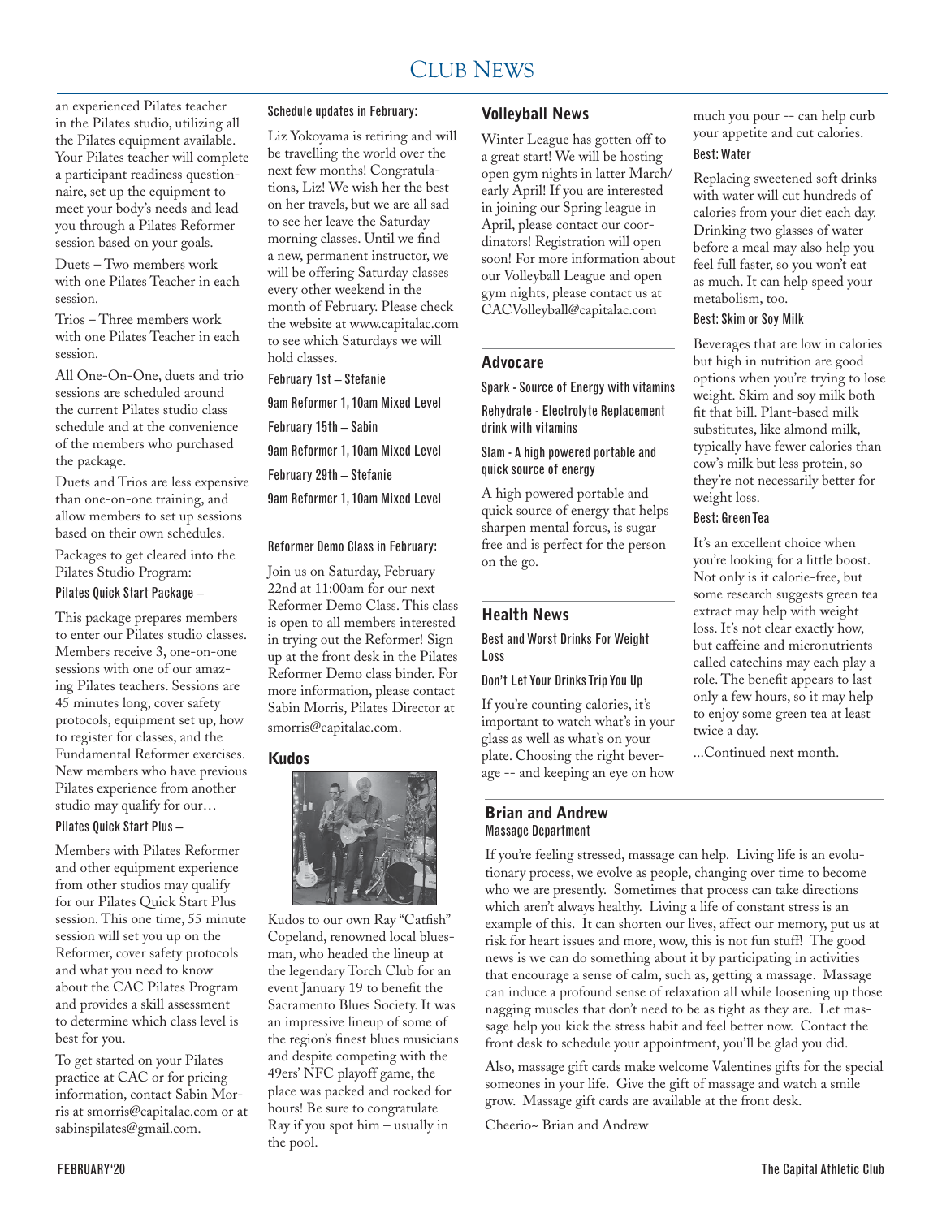# Club News

an experienced Pilates teacher in the Pilates studio, utilizing all the Pilates equipment available. Your Pilates teacher will complete a participant readiness questionnaire, set up the equipment to meet your body's needs and lead you through a Pilates Reformer session based on your goals.

Duets – Two members work with one Pilates Teacher in each session.

Trios – Three members work with one Pilates Teacher in each session.

All One-On-One, duets and trio sessions are scheduled around the current Pilates studio class schedule and at the convenience of the members who purchased the package.

Duets and Trios are less expensive than one-on-one training, and allow members to set up sessions based on their own schedules.

Packages to get cleared into the Pilates Studio Program:

#### Pilates Quick Start Package –

This package prepares members to enter our Pilates studio classes. Members receive 3, one-on-one sessions with one of our amazing Pilates teachers. Sessions are 45 minutes long, cover safety protocols, equipment set up, how to register for classes, and the Fundamental Reformer exercises. New members who have previous Pilates experience from another studio may qualify for our…

#### Pilates Quick Start Plus –

Members with Pilates Reformer and other equipment experience from other studios may qualify for our Pilates Quick Start Plus session. This one time, 55 minute session will set you up on the Reformer, cover safety protocols and what you need to know about the CAC Pilates Program and provides a skill assessment to determine which class level is best for you.

To get started on your Pilates practice at CAC or for pricing information, contact Sabin Morris at smorris@capitalac.com or at sabinspilates@gmail.com.

#### Schedule updates in February:

Liz Yokoyama is retiring and will be travelling the world over the next few months! Congratulations, Liz! We wish her the best on her travels, but we are all sad to see her leave the Saturday morning classes. Until we find a new, permanent instructor, we will be offering Saturday classes every other weekend in the month of February. Please check the website at www.capitalac.com to see which Saturdays we will hold classes.

February 1st – Stefanie

9am Reformer 1, 10am Mixed Level

February 15th – Sabin

9am Reformer 1, 10am Mixed Level

February 29th – Stefanie

9am Reformer 1, 10am Mixed Level

#### Reformer Demo Class in February:

Join us on Saturday, February 22nd at 11:00am for our next Reformer Demo Class. This class is open to all members interested in trying out the Reformer! Sign up at the front desk in the Pilates Reformer Demo class binder. For more information, please contact Sabin Morris, Pilates Director at smorris@capitalac.com.

## Kudos

Kudos to our own Ray "Catfish" Copeland, renowned local bluesman, who headed the lineup at the legendary Torch Club for an event January 19 to benefit the Sacramento Blues Society. It was an impressive lineup of some of the region's finest blues musicians and despite competing with the 49ers' NFC playoff game, the place was packed and rocked for hours! Be sure to congratulate Ray if you spot him – usually in the pool.

## Volleyball News

Winter League has gotten off to a great start! We will be hosting open gym nights in latter March/ early April! If you are interested in joining our Spring league in April, please contact our coordinators! Registration will open soon! For more information about our Volleyball League and open gym nights, please contact us at CACVolleyball@capitalac.com

## Advocare

Spark - Source of Energy with vitamins

Rehydrate - Electrolyte Replacement drink with vitamins

Slam - A high powered portable and quick source of energy

A high powered portable and quick source of energy that helps sharpen mental forcus, is sugar free and is perfect for the person on the go.

## Health News

### Best and Worst Drinks For Weight Loss

#### Don't Let Your Drinks Trip You Up

If you're counting calories, it's important to watch what's in your glass as well as what's on your plate. Choosing the right beverage -- and keeping an eye on how much you pour -- can help curb your appetite and cut calories.

#### Best: Water

Replacing sweetened soft drinks with water will cut hundreds of calories from your diet each day. Drinking two glasses of water before a meal may also help you feel full faster, so you won't eat as much. It can help speed your metabolism, too.

#### Best: Skim or Soy Milk

Beverages that are low in calories but high in nutrition are good options when you're trying to lose weight. Skim and soy milk both fit that bill. Plant-based milk substitutes, like almond milk, typically have fewer calories than cow's milk but less protein, so they're not necessarily better for weight loss.

#### Best: Green Tea

It's an excellent choice when you're looking for a little boost. Not only is it calorie-free, but some research suggests green tea extract may help with weight loss. It's not clear exactly how, but caffeine and micronutrients called catechins may each play a role. The benefit appears to last only a few hours, so it may help to enjoy some green tea at least twice a day.

...Continued next month.

## Brian and Andrew

Massage Department

If you're feeling stressed, massage can help. Living life is an evolutionary process, we evolve as people, changing over time to become who we are presently. Sometimes that process can take directions which aren't always healthy. Living a life of constant stress is an example of this. It can shorten our lives, affect our memory, put us at risk for heart issues and more, wow, this is not fun stuff! The good news is we can do something about it by participating in activities that encourage a sense of calm, such as, getting a massage. Massage can induce a profound sense of relaxation all while loosening up those nagging muscles that don't need to be as tight as they are. Let massage help you kick the stress habit and feel better now. Contact the front desk to schedule your appointment, you'll be glad you did.

Also, massage gift cards make welcome Valentines gifts for the special someones in your life. Give the gift of massage and watch a smile grow. Massage gift cards are available at the front desk.

Cheerio~ Brian and Andrew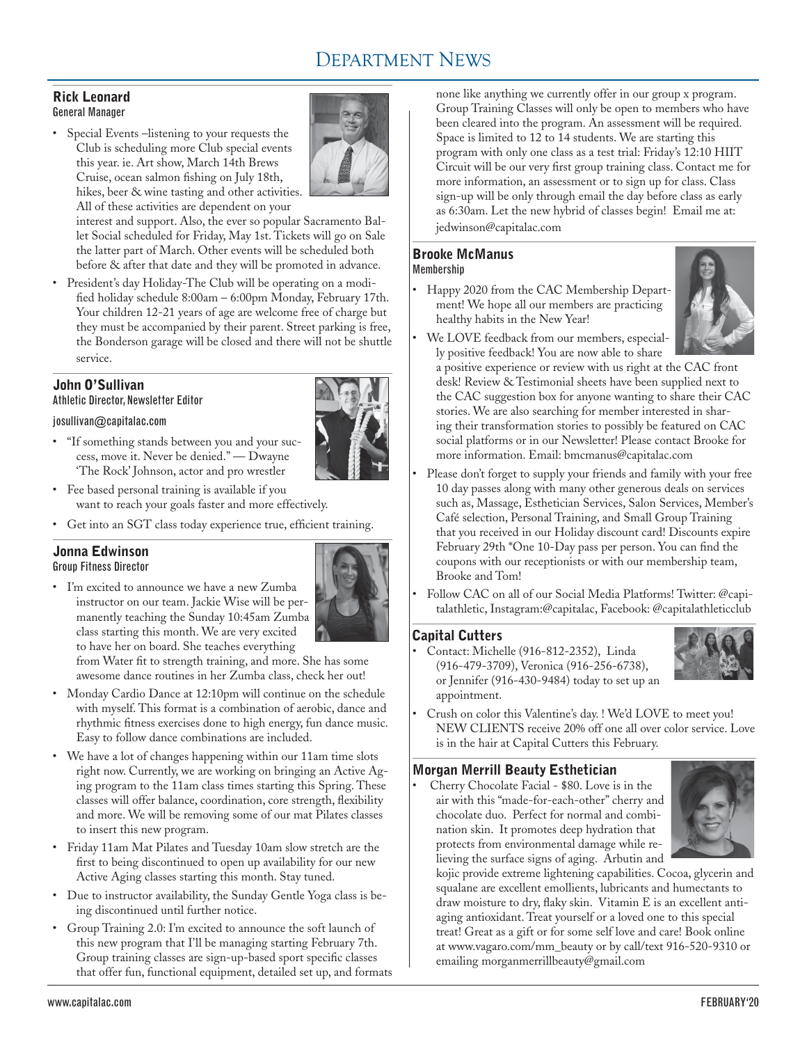# Department News

## Rick Leonard
**General Manager**

- Special Events –listening to your requests the Club is scheduling more Club special events this year. ie. Art show, March 14th Brews Cruise, ocean salmon fishing on July 18th, hikes, beer & wine tasting and other activities. All of these activities are dependent on your interest and support. Also, the ever so popular Sacramento Ballet Social scheduled for Friday, May 1st. Tickets will go on Sale the latter part of March. Other events will be scheduled both before & after that date and they will be promoted in advance.
- President's day Holiday-The Club will be operating on a modified holiday schedule 8:00am – 6:00pm Monday, February 17th. Your children 12-21 years of age are welcome free of charge but they must be accompanied by their parent. Street parking is free, the Bonderson garage will be closed and there will not be shuttle service.

## John O'Sullivan
**Athletic Director, Newsletter Editor**

josullivan@capitalac.com

- "If something stands between you and your success, move it. Never be denied." — Dwayne 'The Rock' Johnson, actor and pro wrestler
- Fee based personal training is available if you want to reach your goals faster and more effectively.
- Get into an SGT class today experience true, efficient training.

## Jonna Edwinson
**Group Fitness Director**

- I'm excited to announce we have a new Zumba instructor on our team. Jackie Wise will be permanently teaching the Sunday 10:45am Zumba class starting this month. We are very excited to have her on board. She teaches everything from Water fit to strength training, and more. She has some awesome dance routines in her Zumba class, check her out!
- Monday Cardio Dance at 12:10pm will continue on the schedule with myself. This format is a combination of aerobic, dance and rhythmic fitness exercises done to high energy, fun dance music. Easy to follow dance combinations are included.
- We have a lot of changes happening within our 11am time slots right now. Currently, we are working on bringing an Active Aging program to the 11am class times starting this Spring. These classes will offer balance, coordination, core strength, flexibility and more. We will be removing some of our mat Pilates classes to insert this new program.
- Friday 11am Mat Pilates and Tuesday 10am slow stretch are the first to being discontinued to open up availability for our new Active Aging classes starting this month. Stay tuned.
- Due to instructor availability, the Sunday Gentle Yoga class is being discontinued until further notice.
- Group Training 2.0: I'm excited to announce the soft launch of this new program that I'll be managing starting February 7th. Group training classes are sign-up-based sport specific classes that offer fun, functional equipment, detailed set up, and formats none like anything we currently offer in our group x program. Group Training Classes will only be open to members who have been cleared into the program. An assessment will be required. Space is limited to 12 to 14 students. We are starting this program with only one class as a test trial: Friday's 12:10 HIIT Circuit will be our very first group training class. Contact me for more information, an assessment or to sign up for class. Class sign-up will be only through email the day before class as early as 6:30am. Let the new hybrid of classes begin! Email me at: jedwinson@capitalac.com

## Brooke McManus
**Membership**

- Happy 2020 from the CAC Membership Department! We hope all our members are practicing healthy habits in the New Year!
- We LOVE feedback from our members, especially positive feedback! You are now able to share a positive experience or review with us right at the CAC front desk! Review & Testimonial sheets have been supplied next to the CAC suggestion box for anyone wanting to share their CAC stories. We are also searching for member interested in sharing their transformation stories to possibly be featured on CAC social platforms or in our Newsletter! Please contact Brooke for more information. Email: bmcmanus@capitalac.com
- Please don't forget to supply your friends and family with your free 10 day passes along with many other generous deals on services such as, Massage, Esthetician Services, Salon Services, Member's Café selection, Personal Training, and Small Group Training that you received in our Holiday discount card! Discounts expire February 29th *One 10-Day pass per person. You can find the coupons with our receptionists or with our membership team, Brooke and Tom!
- Follow CAC on all of our Social Media Platforms! Twitter: @capitalathletic, Instagram:@capitalac, Facebook: @capitalathleticclub

## Capital Cutters

- Contact: Michelle (916-812-2352), Linda (916-479-3709), Veronica (916-256-6738), or Jennifer (916-430-9484) today to set up an appointment.
- Crush on color this Valentine's day. ! We'd LOVE to meet you! NEW CLIENTS receive 20% off one all over color service. Love is in the hair at Capital Cutters this February.

## Morgan Merrill Beauty Esthetician

- Cherry Chocolate Facial - $80. Love is in the air with this "made-for-each-other" cherry and chocolate duo. Perfect for normal and combination skin. It promotes deep hydration that protects from environmental damage while relieving the surface signs of aging. Arbutin and kojic provide extreme lightening capabilities. Cocoa, glycerin and squalane are excellent emollients, lubricants and humectants to draw moisture to dry, flaky skin. Vitamin E is an excellent anti-aging antioxidant. Treat yourself or a loved one to this special treat! Great as a gift or for some self love and care! Book online at www.vagaro.com/mm_beauty or by call/text 916-520-9310 or emailing morganmerrillbeauty@gmail.com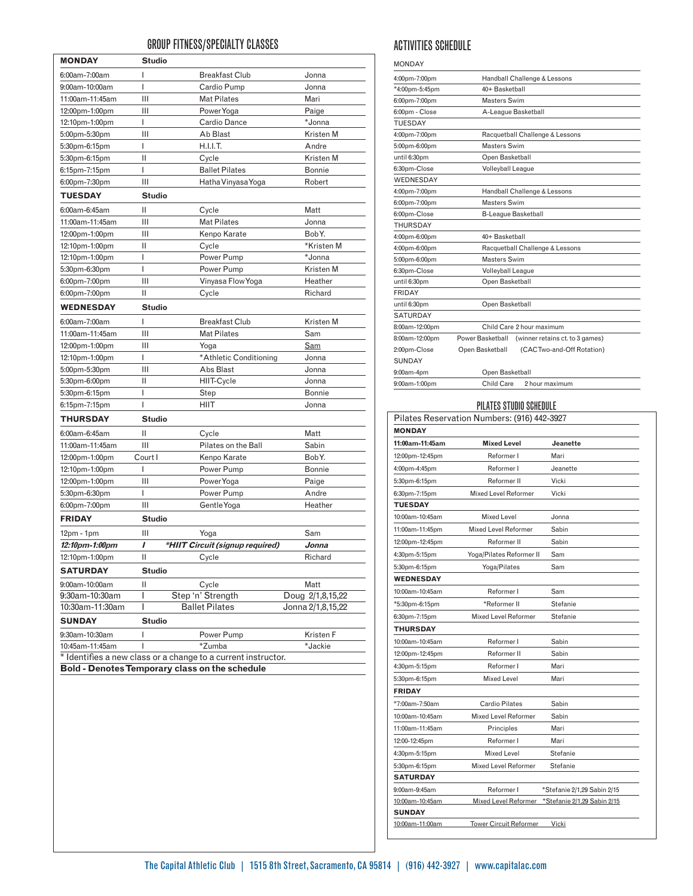## GROUP FITNESS/SPECIALTY CLASSES

| MONDAY | Studio | | |
|---|---|---|---|
| 6:00am-7:00am | I | Breakfast Club | Jonna |
| 9:00am-10:00am | I | Cardio Pump | Jonna |
| 11:00am-11:45am | III | Mat Pilates | Mari |
| 12:00pm-1:00pm | III | Power Yoga | Paige |
| 12:10pm-1:00pm | I | Cardio Dance | *Jonna |
| 5:00pm-5:30pm | III | Ab Blast | Kristen M |
| 5:30pm-6:15pm | I | H.I.I.T. | Andre |
| 5:30pm-6:15pm | II | Cycle | Kristen M |
| 6:15pm-7:15pm | I | Ballet Pilates | Bonnie |
| 6:00pm-7:30pm | III | Hatha Vinyasa Yoga | Robert |
| **TUESDAY** | **Studio** | | |
| 6:00am-6:45am | II | Cycle | Matt |
| 11:00am-11:45am | III | Mat Pilates | Jonna |
| 12:00pm-1:00pm | III | Kenpo Karate | Bob Y. |
| 12:10pm-1:00pm | II | Cycle | *Kristen M |
| 12:10pm-1:00pm | I | Power Pump | *Jonna |
| 5:30pm-6:30pm | I | Power Pump | Kristen M |
| 6:00pm-7:00pm | III | Vinyasa Flow Yoga | Heather |
| 6:00pm-7:00pm | II | Cycle | Richard |
| **WEDNESDAY** | **Studio** | | |
| 6:00am-7:00am | I | Breakfast Club | Kristen M |
| 11:00am-11:45am | III | Mat Pilates | Sam |
| 12:00pm-1:00pm | III | Yoga | Sam |
| 12:10pm-1:00pm | I | *Athletic Conditioning | Jonna |
| 5:00pm-5:30pm | III | Abs Blast | Jonna |
| 5:30pm-6:00pm | II | HIIT-Cycle | Jonna |
| 5:30pm-6:15pm | I | Step | Bonnie |
| 6:15pm-7:15pm | I | HIIT | Jonna |
| **THURSDAY** | **Studio** | | |
| 6:00am-6:45am | II | Cycle | Matt |
| 11:00am-11:45am | III | Pilates on the Ball | Sabin |
| 12:00pm-1:00pm | Court I | Kenpo Karate | Bob Y. |
| 12:10pm-1:00pm | I | Power Pump | Bonnie |
| 12:00pm-1:00pm | III | Power Yoga | Paige |
| 5:30pm-6:30pm | I | Power Pump | Andre |
| 6:00pm-7:00pm | III | Gentle Yoga | Heather |
| **FRIDAY** | **Studio** | | |
| 12pm - 1pm | III | Yoga | Sam |
| ***12:10pm-1:00pm*** | ***I*** | ***\*HIIT Circuit (signup required)*** | ***Jonna*** |
| 12:10pm-1:00pm | II | Cycle | Richard |
| **SATURDAY** | **Studio** | | |
| 9:00am-10:00am | II | Cycle | Matt |
| 9:30am-10:30am | I | Step 'n' Strength | Doug 2/1,8,15,22 |
| 10:30am-11:30am | I | Ballet Pilates | Jonna 2/1,8,15,22 |
| **SUNDAY** | **Studio** | | |
| 9:30am-10:30am | I | Power Pump | Kristen F |
| 10:45am-11:45am | I | *Zumba | *Jackie |

* Identifies a new class or a change to a current instructor.

**Bold - Denotes Temporary class on the schedule**

## ACTIVITIES SCHEDULE

| MONDAY | |
|---|---|
| 4:00pm-7:00pm | Handball Challenge & Lessons |
| *4:00pm-5:45pm | 40+ Basketball |
| 6:00pm-7:00pm | Masters Swim |
| 6:00pm - Close | A-League Basketball |
| TUESDAY | |
| 4:00pm-7:00pm | Racquetball Challenge & Lessons |
| 5:00pm-6:00pm | Masters Swim |
| until 6:30pm | Open Basketball |
| 6:30pm-Close | Volleyball League |
| WEDNESDAY | |
| 4:00pm-7:00pm | Handball Challenge & Lessons |
| 6:00pm-7:00pm | Masters Swim |
| 6:00pm-Close | B-League Basketball |
| THURSDAY | |
| 4:00pm-6:00pm | 40+ Basketball |
| 4:00pm-6:00pm | Racquetball Challenge & Lessons |
| 5:00pm-6:00pm | Masters Swim |
| 6:30pm-Close | Volleyball League |
| until 6:30pm | Open Basketball |
| FRIDAY | |
| until 6:30pm | Open Basketball |
| SATURDAY | |
| 8:00am-12:00pm | Child Care 2 hour maximum |
| 8:00am-12:00pm | Power Basketball (winner retains ct. to 3 games) |
| 2:00pm-Close | Open Basketball (CAC Two-and-Off Rotation) |
| SUNDAY | |
| 9:00am-4pm | Open Basketball |
| 9:00am-1:00pm | Child Care 2 hour maximum |

## PILATES STUDIO SCHEDULE

Pilates Reservation Numbers: (916) 442-3927

| MONDAY | | |
|---|---|---|
| **11:00am-11:45am** | **Mixed Level** | **Jeanette** |
| 12:00pm-12:45pm | Reformer I | Mari |
| 4:00pm-4:45pm | Reformer I | Jeanette |
| 5:30pm-6:15pm | Reformer II | Vicki |
| 6:30pm-7:15pm | Mixed Level Reformer | Vicki |
| **TUESDAY** | | |
| 10:00am-10:45am | Mixed Level | Jonna |
| 11:00am-11:45pm | Mixed Level Reformer | Sabin |
| 12:00pm-12:45pm | Reformer II | Sabin |
| 4:30pm-5:15pm | Yoga/Pilates Reformer II | Sam |
| 5:30pm-6:15pm | Yoga/Pilates | Sam |
| **WEDNESDAY** | | |
| 10:00am-10:45am | Reformer I | Sam |
| *5:30pm-6:15pm | *Reformer II | Stefanie |
| 6:30pm-7:15pm | Mixed Level Reformer | Stefanie |
| **THURSDAY** | | |
| 10:00am-10:45am | Reformer I | Sabin |
| 12:00pm-12:45pm | Reformer II | Sabin |
| 4:30pm-5:15pm | Reformer I | Mari |
| 5:30pm-6:15pm | Mixed Level | Mari |
| **FRIDAY** | | |
| *7:00am-7:50am | Cardio Pilates | Sabin |
| 10:00am-10:45am | Mixed Level Reformer | Sabin |
| 11:00am-11:45am | Principles | Mari |
| 12:00-12:45pm | Reformer I | Mari |
| 4:30pm-5:15pm | Mixed Level | Stefanie |
| 5:30pm-6:15pm | Mixed Level Reformer | Stefanie |
| **SATURDAY** | | |
| 9:00am-9:45am | Reformer I | *Stefanie 2/1,29 Sabin 2/15 |
| 10:00am-10:45am | Mixed Level Reformer | *Stefanie 2/1,29 Sabin 2/15 |
| **SUNDAY** | | |
| 10:00am-11:00am | Tower Circuit Reformer | Vicki |

The Capital Athletic Club | 1515 8th Street, Sacramento, CA 95814 | (916) 442-3927 | www.capitalac.com